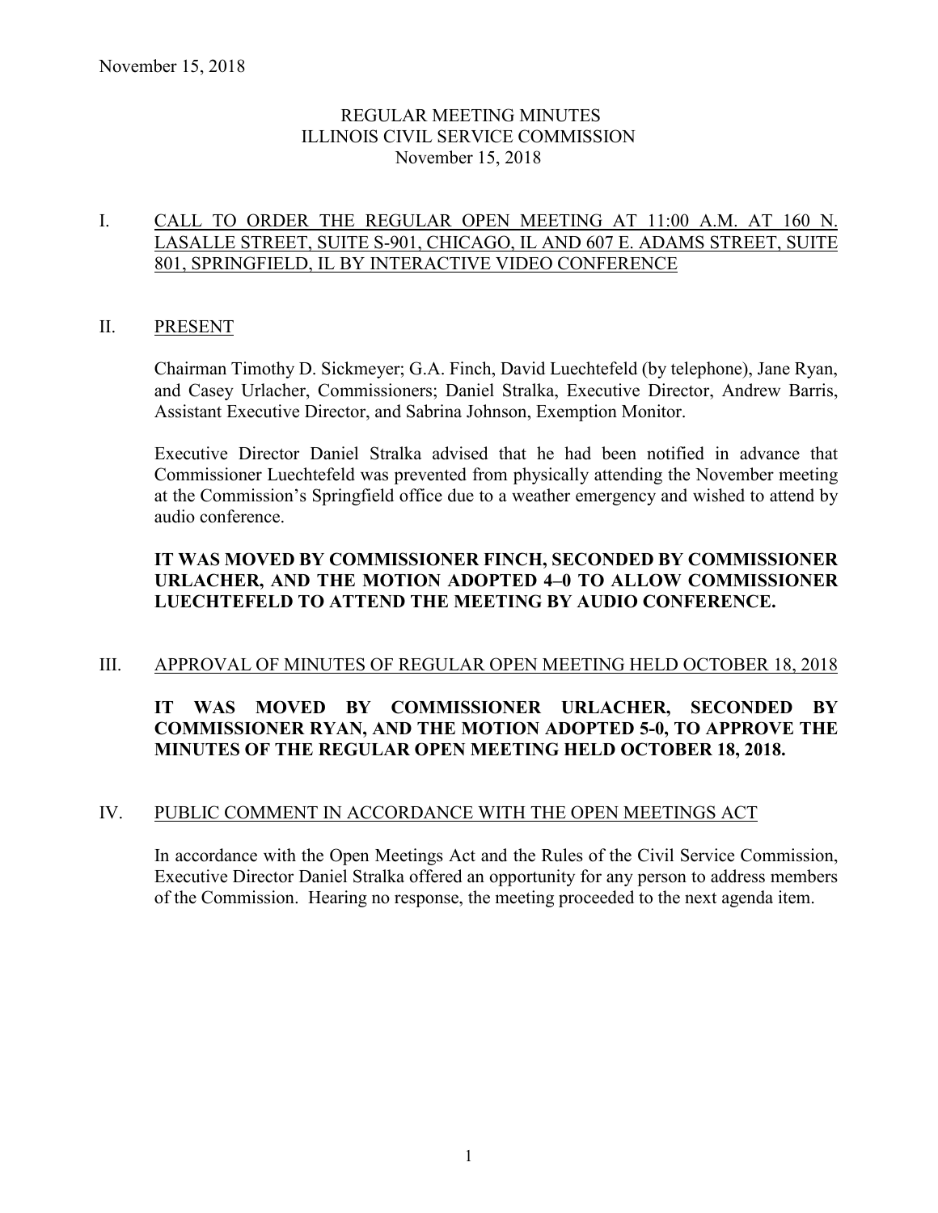# REGULAR MEETING MINUTES
# ILLINOIS CIVIL SERVICE COMMISSION
November 15, 2018

## I. CALL TO ORDER THE REGULAR OPEN MEETING AT 11:00 A.M. AT 160 N. LASALLE STREET, SUITE S-901, CHICAGO, IL AND 607 E. ADAMS STREET, SUITE 801, SPRINGFIELD, IL BY INTERACTIVE VIDEO CONFERENCE

## II. PRESENT

Chairman Timothy D. Sickmeyer; G.A. Finch, David Luechtefeld (by telephone), Jane Ryan, and Casey Urlacher, Commissioners; Daniel Stralka, Executive Director, Andrew Barris, Assistant Executive Director, and Sabrina Johnson, Exemption Monitor.

Executive Director Daniel Stralka advised that he had been notified in advance that Commissioner Luechtefeld was prevented from physically attending the November meeting at the Commission's Springfield office due to a weather emergency and wished to attend by audio conference.

**IT WAS MOVED BY COMMISSIONER FINCH, SECONDED BY COMMISSIONER URLACHER, AND THE MOTION ADOPTED 4–0 TO ALLOW COMMISSIONER LUECHTEFELD TO ATTEND THE MEETING BY AUDIO CONFERENCE.**

## III. APPROVAL OF MINUTES OF REGULAR OPEN MEETING HELD OCTOBER 18, 2018

**IT WAS MOVED BY COMMISSIONER URLACHER, SECONDED BY COMMISSIONER RYAN, AND THE MOTION ADOPTED 5-0, TO APPROVE THE MINUTES OF THE REGULAR OPEN MEETING HELD OCTOBER 18, 2018.**

## IV. PUBLIC COMMENT IN ACCORDANCE WITH THE OPEN MEETINGS ACT

In accordance with the Open Meetings Act and the Rules of the Civil Service Commission, Executive Director Daniel Stralka offered an opportunity for any person to address members of the Commission. Hearing no response, the meeting proceeded to the next agenda item.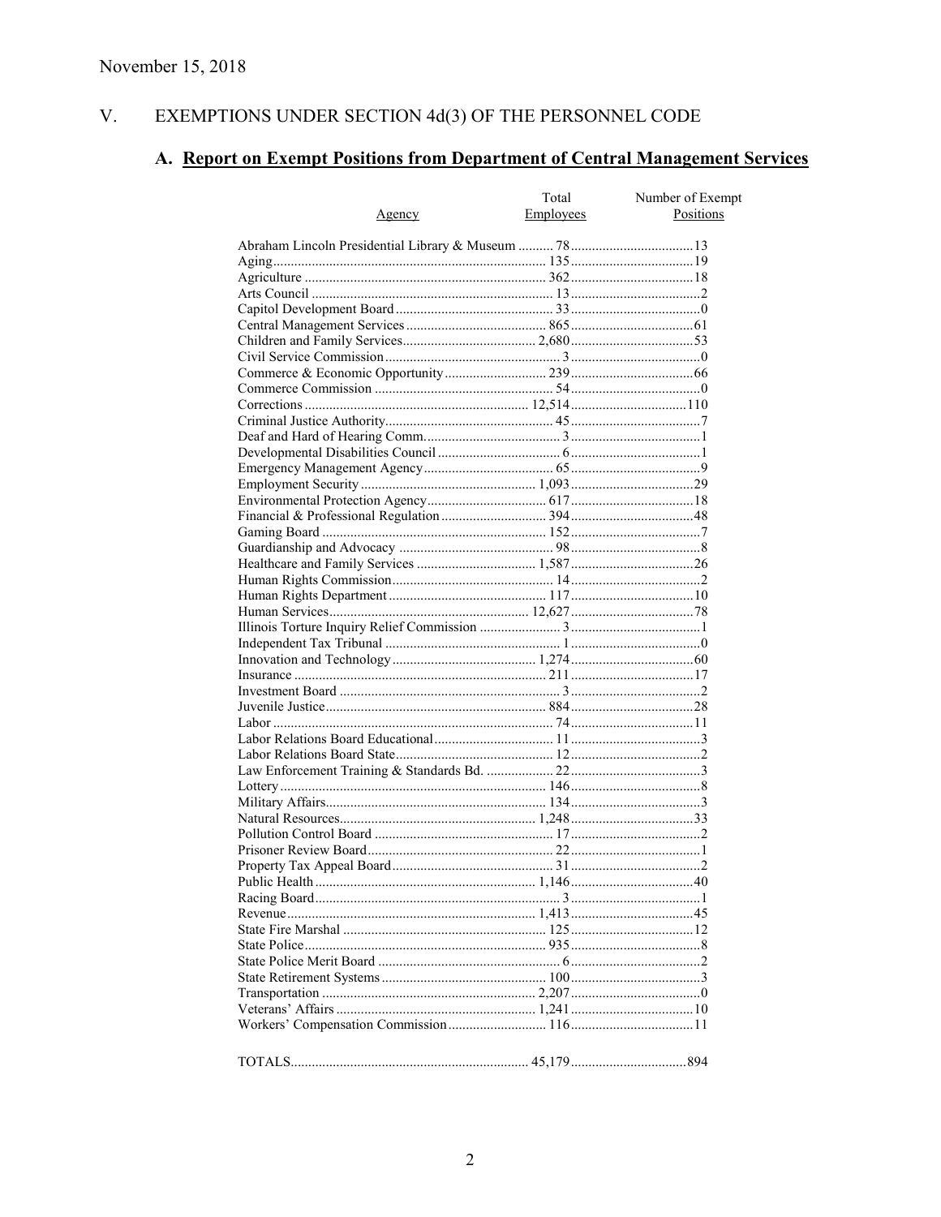November 15, 2018

## V. EXEMPTIONS UNDER SECTION 4d(3) OF THE PERSONNEL CODE

### A. Report on Exempt Positions from Department of Central Management Services

| Agency | Total Employees | Number of Exempt Positions |
|---|---|---|
| Abraham Lincoln Presidential Library & Museum | 78 | 13 |
| Aging | 135 | 19 |
| Agriculture | 362 | 18 |
| Arts Council | 13 | 2 |
| Capitol Development Board | 33 | 0 |
| Central Management Services | 865 | 61 |
| Children and Family Services | 2,680 | 53 |
| Civil Service Commission | 3 | 0 |
| Commerce & Economic Opportunity | 239 | 66 |
| Commerce Commission | 54 | 0 |
| Corrections | 12,514 | 110 |
| Criminal Justice Authority | 45 | 7 |
| Deaf and Hard of Hearing Comm. | 3 | 1 |
| Developmental Disabilities Council | 6 | 1 |
| Emergency Management Agency | 65 | 9 |
| Employment Security | 1,093 | 29 |
| Environmental Protection Agency | 617 | 18 |
| Financial & Professional Regulation | 394 | 48 |
| Gaming Board | 152 | 7 |
| Guardianship and Advocacy | 98 | 8 |
| Healthcare and Family Services | 1,587 | 26 |
| Human Rights Commission | 14 | 2 |
| Human Rights Department | 117 | 10 |
| Human Services | 12,627 | 78 |
| Illinois Torture Inquiry Relief Commission | 3 | 1 |
| Independent Tax Tribunal | 1 | 0 |
| Innovation and Technology | 1,274 | 60 |
| Insurance | 211 | 17 |
| Investment Board | 3 | 2 |
| Juvenile Justice | 884 | 28 |
| Labor | 74 | 11 |
| Labor Relations Board Educational | 11 | 3 |
| Labor Relations Board State | 12 | 2 |
| Law Enforcement Training & Standards Bd. | 22 | 3 |
| Lottery | 146 | 8 |
| Military Affairs | 134 | 3 |
| Natural Resources | 1,248 | 33 |
| Pollution Control Board | 17 | 2 |
| Prisoner Review Board | 22 | 1 |
| Property Tax Appeal Board | 31 | 2 |
| Public Health | 1,146 | 40 |
| Racing Board | 3 | 1 |
| Revenue | 1,413 | 45 |
| State Fire Marshal | 125 | 12 |
| State Police | 935 | 8 |
| State Police Merit Board | 6 | 2 |
| State Retirement Systems | 100 | 3 |
| Transportation | 2,207 | 0 |
| Veterans' Affairs | 1,241 | 10 |
| Workers' Compensation Commission | 116 | 11 |
| TOTALS | 45,179 | 894 |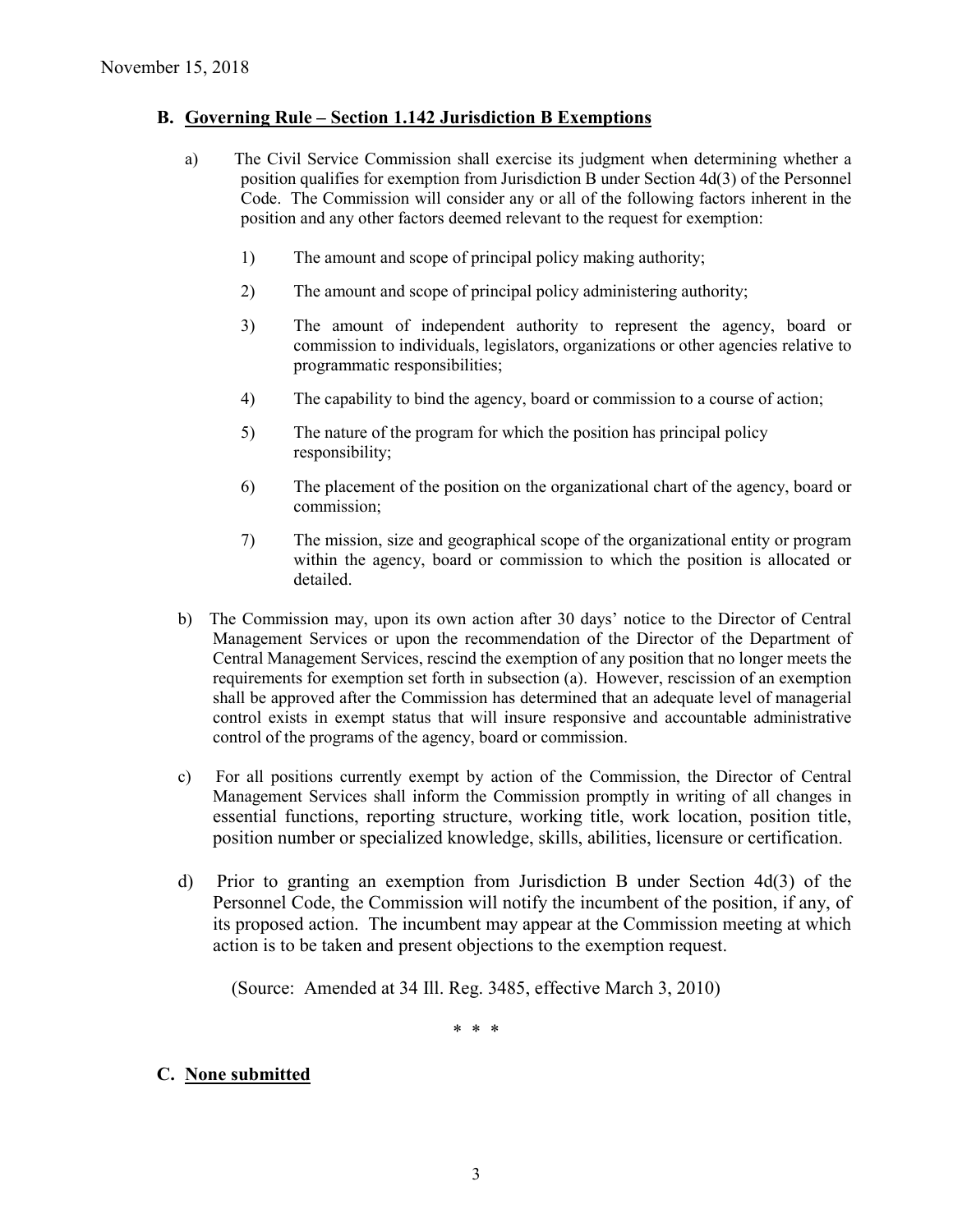## B. Governing Rule – Section 1.142 Jurisdiction B Exemptions

a) The Civil Service Commission shall exercise its judgment when determining whether a position qualifies for exemption from Jurisdiction B under Section 4d(3) of the Personnel Code. The Commission will consider any or all of the following factors inherent in the position and any other factors deemed relevant to the request for exemption:

1) The amount and scope of principal policy making authority;

2) The amount and scope of principal policy administering authority;

3) The amount of independent authority to represent the agency, board or commission to individuals, legislators, organizations or other agencies relative to programmatic responsibilities;

4) The capability to bind the agency, board or commission to a course of action;

5) The nature of the program for which the position has principal policy responsibility;

6) The placement of the position on the organizational chart of the agency, board or commission;

7) The mission, size and geographical scope of the organizational entity or program within the agency, board or commission to which the position is allocated or detailed.

b) The Commission may, upon its own action after 30 days' notice to the Director of Central Management Services or upon the recommendation of the Director of the Department of Central Management Services, rescind the exemption of any position that no longer meets the requirements for exemption set forth in subsection (a). However, rescission of an exemption shall be approved after the Commission has determined that an adequate level of managerial control exists in exempt status that will insure responsive and accountable administrative control of the programs of the agency, board or commission.

c) For all positions currently exempt by action of the Commission, the Director of Central Management Services shall inform the Commission promptly in writing of all changes in essential functions, reporting structure, working title, work location, position title, position number or specialized knowledge, skills, abilities, licensure or certification.

d) Prior to granting an exemption from Jurisdiction B under Section 4d(3) of the Personnel Code, the Commission will notify the incumbent of the position, if any, of its proposed action. The incumbent may appear at the Commission meeting at which action is to be taken and present objections to the exemption request.

(Source: Amended at 34 Ill. Reg. 3485, effective March 3, 2010)

\* \* \*

## C. None submitted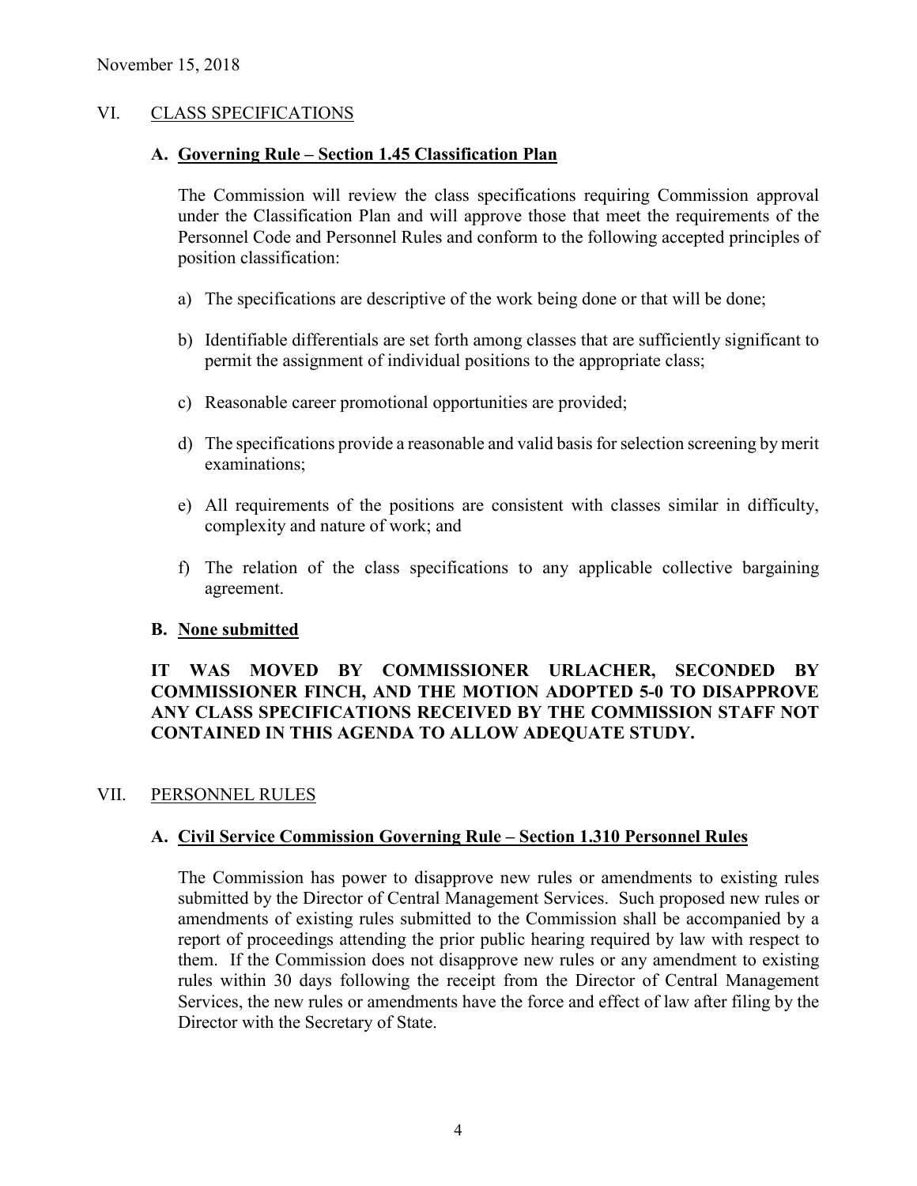November 15, 2018

## VI. CLASS SPECIFICATIONS

### A. Governing Rule – Section 1.45 Classification Plan

The Commission will review the class specifications requiring Commission approval under the Classification Plan and will approve those that meet the requirements of the Personnel Code and Personnel Rules and conform to the following accepted principles of position classification:

a) The specifications are descriptive of the work being done or that will be done;

b) Identifiable differentials are set forth among classes that are sufficiently significant to permit the assignment of individual positions to the appropriate class;

c) Reasonable career promotional opportunities are provided;

d) The specifications provide a reasonable and valid basis for selection screening by merit examinations;

e) All requirements of the positions are consistent with classes similar in difficulty, complexity and nature of work; and

f) The relation of the class specifications to any applicable collective bargaining agreement.

### B. None submitted

**IT WAS MOVED BY COMMISSIONER URLACHER, SECONDED BY COMMISSIONER FINCH, AND THE MOTION ADOPTED 5-0 TO DISAPPROVE ANY CLASS SPECIFICATIONS RECEIVED BY THE COMMISSION STAFF NOT CONTAINED IN THIS AGENDA TO ALLOW ADEQUATE STUDY.**

## VII. PERSONNEL RULES

### A. Civil Service Commission Governing Rule – Section 1.310 Personnel Rules

The Commission has power to disapprove new rules or amendments to existing rules submitted by the Director of Central Management Services. Such proposed new rules or amendments of existing rules submitted to the Commission shall be accompanied by a report of proceedings attending the prior public hearing required by law with respect to them. If the Commission does not disapprove new rules or any amendment to existing rules within 30 days following the receipt from the Director of Central Management Services, the new rules or amendments have the force and effect of law after filing by the Director with the Secretary of State.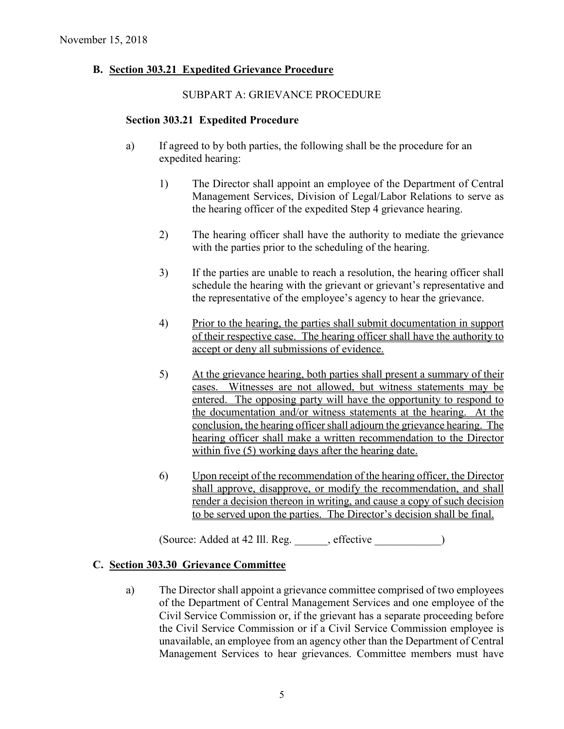November 15, 2018

### B. <u>Section 303.21 Expedited Grievance Procedure</u>

SUBPART A: GRIEVANCE PROCEDURE

**Section 303.21 Expedited Procedure**

a) If agreed to by both parties, the following shall be the procedure for an expedited hearing:

1) The Director shall appoint an employee of the Department of Central Management Services, Division of Legal/Labor Relations to serve as the hearing officer of the expedited Step 4 grievance hearing.

2) The hearing officer shall have the authority to mediate the grievance with the parties prior to the scheduling of the hearing.

3) If the parties are unable to reach a resolution, the hearing officer shall schedule the hearing with the grievant or grievant's representative and the representative of the employee's agency to hear the grievance.

4) <u>Prior to the hearing, the parties shall submit documentation in support of their respective case. The hearing officer shall have the authority to accept or deny all submissions of evidence.</u>

5) <u>At the grievance hearing, both parties shall present a summary of their cases. Witnesses are not allowed, but witness statements may be entered. The opposing party will have the opportunity to respond to the documentation and/or witness statements at the hearing. At the conclusion, the hearing officer shall adjourn the grievance hearing. The hearing officer shall make a written recommendation to the Director within five (5) working days after the hearing date.</u>

6) <u>Upon receipt of the recommendation of the hearing officer, the Director shall approve, disapprove, or modify the recommendation, and shall render a decision thereon in writing, and cause a copy of such decision to be served upon the parties. The Director's decision shall be final.</u>

(Source: Added at 42 Ill. Reg. ______, effective ____________)

### C. <u>Section 303.30 Grievance Committee</u>

a) The Director shall appoint a grievance committee comprised of two employees of the Department of Central Management Services and one employee of the Civil Service Commission or, if the grievant has a separate proceeding before the Civil Service Commission or if a Civil Service Commission employee is unavailable, an employee from an agency other than the Department of Central Management Services to hear grievances. Committee members must have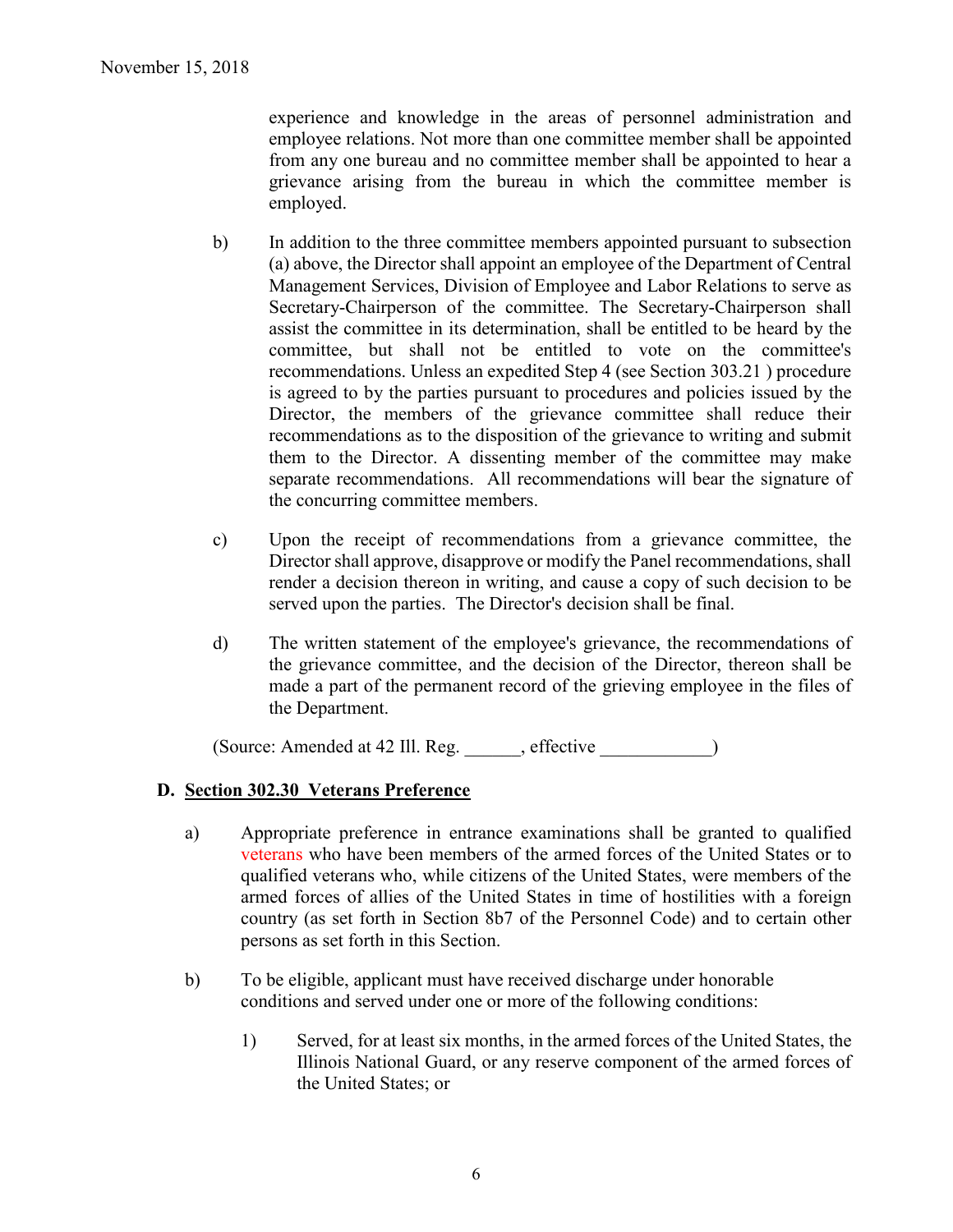experience and knowledge in the areas of personnel administration and employee relations. Not more than one committee member shall be appointed from any one bureau and no committee member shall be appointed to hear a grievance arising from the bureau in which the committee member is employed.

b) In addition to the three committee members appointed pursuant to subsection (a) above, the Director shall appoint an employee of the Department of Central Management Services, Division of Employee and Labor Relations to serve as Secretary-Chairperson of the committee. The Secretary-Chairperson shall assist the committee in its determination, shall be entitled to be heard by the committee, but shall not be entitled to vote on the committee's recommendations. Unless an expedited Step 4 (see Section 303.21 ) procedure is agreed to by the parties pursuant to procedures and policies issued by the Director, the members of the grievance committee shall reduce their recommendations as to the disposition of the grievance to writing and submit them to the Director. A dissenting member of the committee may make separate recommendations. All recommendations will bear the signature of the concurring committee members.

c) Upon the receipt of recommendations from a grievance committee, the Director shall approve, disapprove or modify the Panel recommendations, shall render a decision thereon in writing, and cause a copy of such decision to be served upon the parties. The Director's decision shall be final.

d) The written statement of the employee's grievance, the recommendations of the grievance committee, and the decision of the Director, thereon shall be made a part of the permanent record of the grieving employee in the files of the Department.

(Source: Amended at 42 Ill. Reg. ______, effective ____________)

**D. <u>Section 302.30 Veterans Preference</u>**

a) Appropriate preference in entrance examinations shall be granted to qualified veterans who have been members of the armed forces of the United States or to qualified veterans who, while citizens of the United States, were members of the armed forces of allies of the United States in time of hostilities with a foreign country (as set forth in Section 8b7 of the Personnel Code) and to certain other persons as set forth in this Section.

b) To be eligible, applicant must have received discharge under honorable conditions and served under one or more of the following conditions:

1) Served, for at least six months, in the armed forces of the United States, the Illinois National Guard, or any reserve component of the armed forces of the United States; or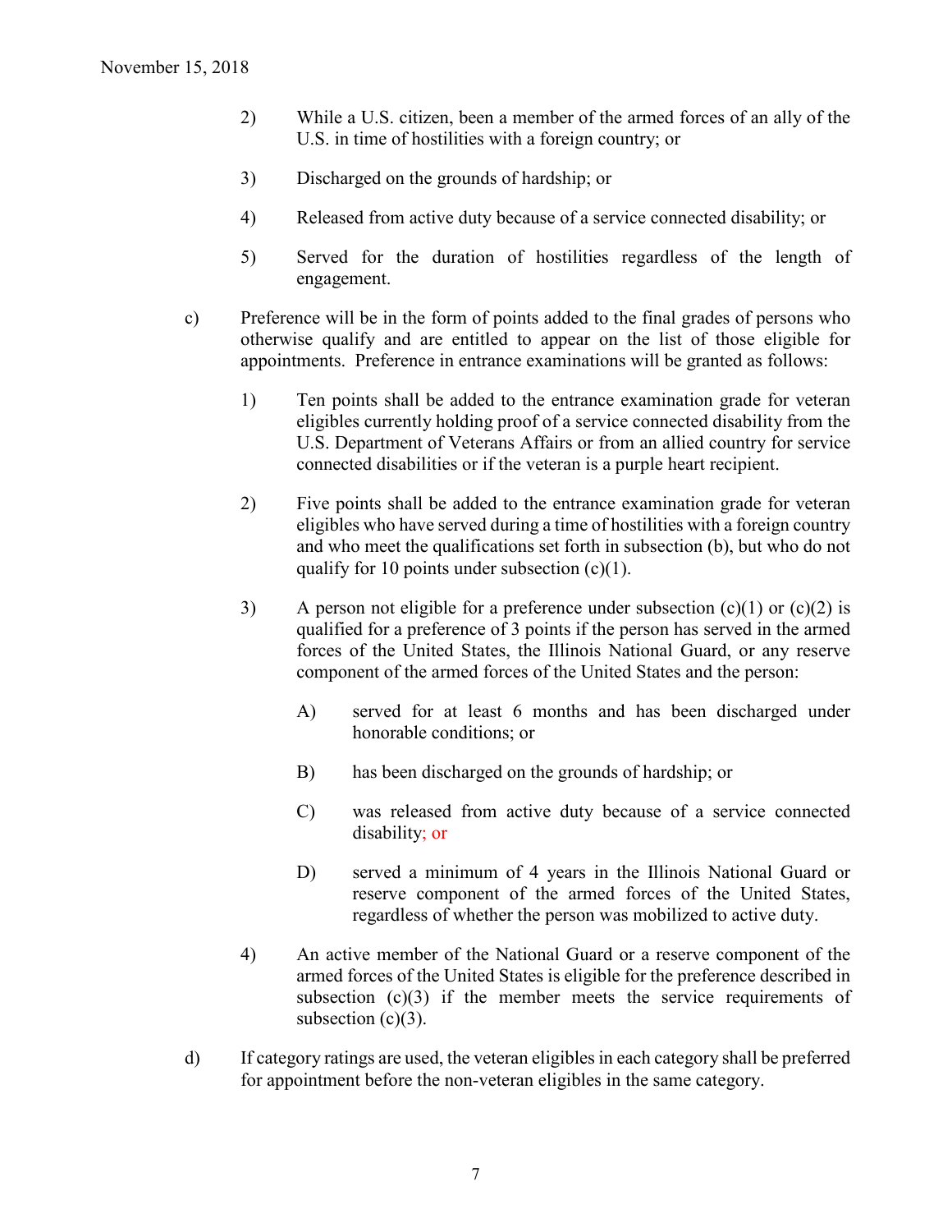2) While a U.S. citizen, been a member of the armed forces of an ally of the U.S. in time of hostilities with a foreign country; or

3) Discharged on the grounds of hardship; or

4) Released from active duty because of a service connected disability; or

5) Served for the duration of hostilities regardless of the length of engagement.

c) Preference will be in the form of points added to the final grades of persons who otherwise qualify and are entitled to appear on the list of those eligible for appointments. Preference in entrance examinations will be granted as follows:

1) Ten points shall be added to the entrance examination grade for veteran eligibles currently holding proof of a service connected disability from the U.S. Department of Veterans Affairs or from an allied country for service connected disabilities or if the veteran is a purple heart recipient.

2) Five points shall be added to the entrance examination grade for veteran eligibles who have served during a time of hostilities with a foreign country and who meet the qualifications set forth in subsection (b), but who do not qualify for 10 points under subsection (c)(1).

3) A person not eligible for a preference under subsection (c)(1) or (c)(2) is qualified for a preference of 3 points if the person has served in the armed forces of the United States, the Illinois National Guard, or any reserve component of the armed forces of the United States and the person:

A) served for at least 6 months and has been discharged under honorable conditions; or

B) has been discharged on the grounds of hardship; or

C) was released from active duty because of a service connected disability; or

D) served a minimum of 4 years in the Illinois National Guard or reserve component of the armed forces of the United States, regardless of whether the person was mobilized to active duty.

4) An active member of the National Guard or a reserve component of the armed forces of the United States is eligible for the preference described in subsection (c)(3) if the member meets the service requirements of subsection (c)(3).

d) If category ratings are used, the veteran eligibles in each category shall be preferred for appointment before the non-veteran eligibles in the same category.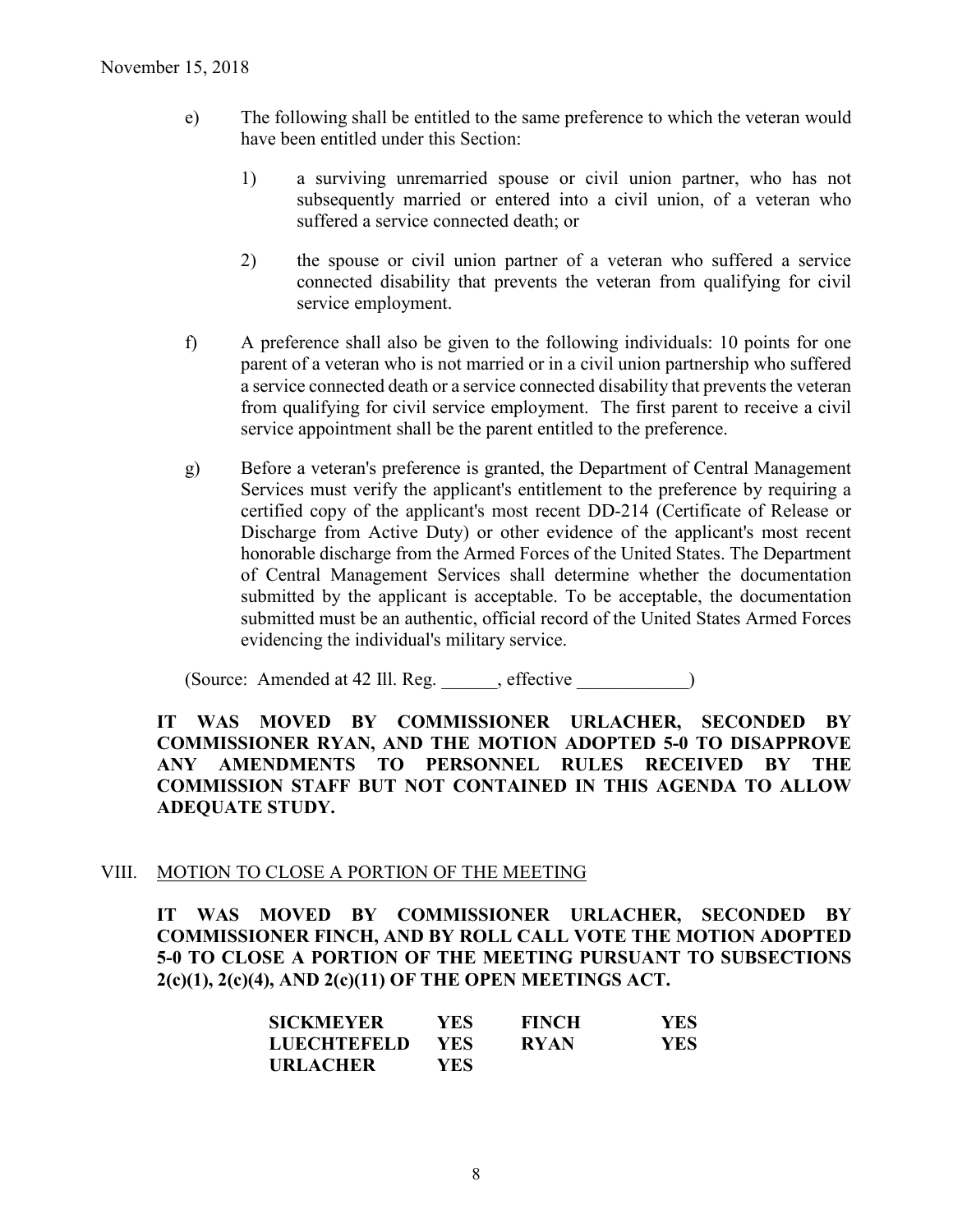e) The following shall be entitled to the same preference to which the veteran would have been entitled under this Section:

   1) a surviving unremarried spouse or civil union partner, who has not subsequently married or entered into a civil union, of a veteran who suffered a service connected death; or

   2) the spouse or civil union partner of a veteran who suffered a service connected disability that prevents the veteran from qualifying for civil service employment.

f) A preference shall also be given to the following individuals: 10 points for one parent of a veteran who is not married or in a civil union partnership who suffered a service connected death or a service connected disability that prevents the veteran from qualifying for civil service employment. The first parent to receive a civil service appointment shall be the parent entitled to the preference.

g) Before a veteran's preference is granted, the Department of Central Management Services must verify the applicant's entitlement to the preference by requiring a certified copy of the applicant's most recent DD-214 (Certificate of Release or Discharge from Active Duty) or other evidence of the applicant's most recent honorable discharge from the Armed Forces of the United States. The Department of Central Management Services shall determine whether the documentation submitted by the applicant is acceptable. To be acceptable, the documentation submitted must be an authentic, official record of the United States Armed Forces evidencing the individual's military service.

(Source: Amended at 42 Ill. Reg. ______, effective ____________)

**IT WAS MOVED BY COMMISSIONER URLACHER, SECONDED BY COMMISSIONER RYAN, AND THE MOTION ADOPTED 5-0 TO DISAPPROVE ANY AMENDMENTS TO PERSONNEL RULES RECEIVED BY THE COMMISSION STAFF BUT NOT CONTAINED IN THIS AGENDA TO ALLOW ADEQUATE STUDY.**

## VIII. MOTION TO CLOSE A PORTION OF THE MEETING

**IT WAS MOVED BY COMMISSIONER URLACHER, SECONDED BY COMMISSIONER FINCH, AND BY ROLL CALL VOTE THE MOTION ADOPTED 5-0 TO CLOSE A PORTION OF THE MEETING PURSUANT TO SUBSECTIONS 2(c)(1), 2(c)(4), AND 2(c)(11) OF THE OPEN MEETINGS ACT.**

| | | | |
|---|---|---|---|
| **SICKMEYER** | **YES** | **FINCH** | **YES** |
| **LUECHTEFELD** | **YES** | **RYAN** | **YES** |
| **URLACHER** | **YES** | | |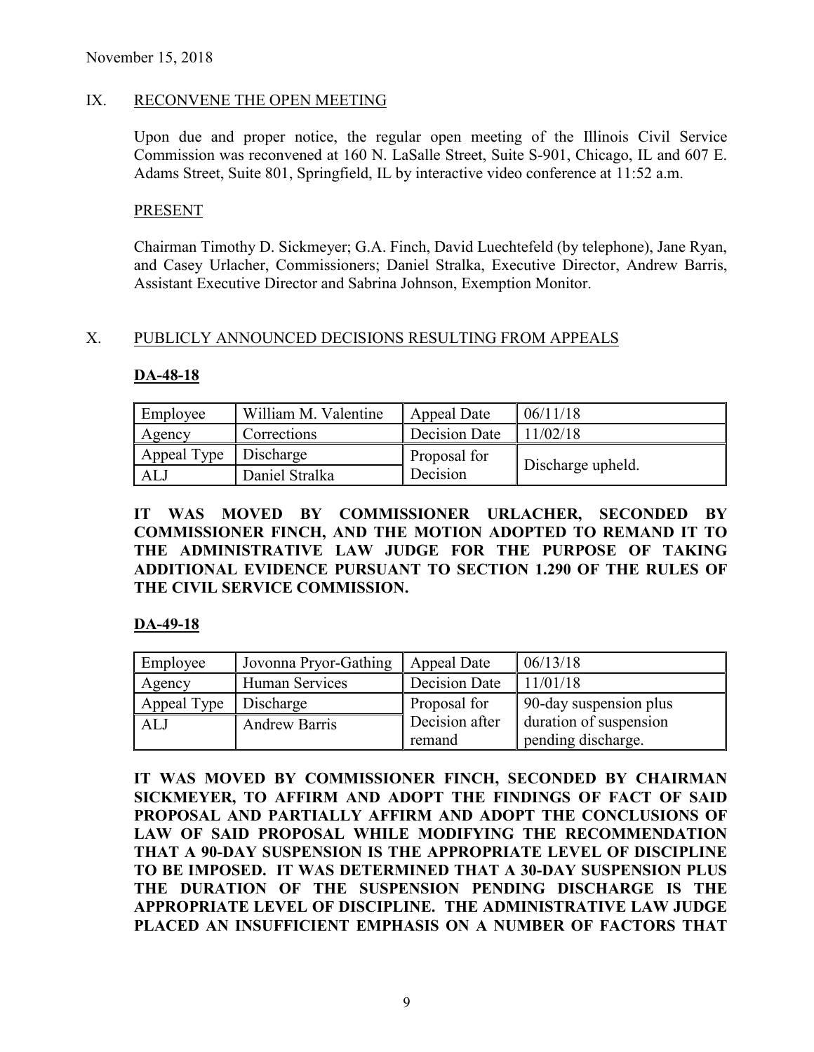November 15, 2018

## IX. RECONVENE THE OPEN MEETING

Upon due and proper notice, the regular open meeting of the Illinois Civil Service Commission was reconvened at 160 N. LaSalle Street, Suite S-901, Chicago, IL and 607 E. Adams Street, Suite 801, Springfield, IL by interactive video conference at 11:52 a.m.

### PRESENT

Chairman Timothy D. Sickmeyer; G.A. Finch, David Luechtefeld (by telephone), Jane Ryan, and Casey Urlacher, Commissioners; Daniel Stralka, Executive Director, Andrew Barris, Assistant Executive Director and Sabrina Johnson, Exemption Monitor.

## X. PUBLICLY ANNOUNCED DECISIONS RESULTING FROM APPEALS

### DA-48-18

| Employee | William M. Valentine | Appeal Date | 06/11/18 |
|---|---|---|---|
| Agency | Corrections | Decision Date | 11/02/18 |
| Appeal Type | Discharge | Proposal for Decision | Discharge upheld. |
| ALJ | Daniel Stralka | | |

**IT WAS MOVED BY COMMISSIONER URLACHER, SECONDED BY COMMISSIONER FINCH, AND THE MOTION ADOPTED TO REMAND IT TO THE ADMINISTRATIVE LAW JUDGE FOR THE PURPOSE OF TAKING ADDITIONAL EVIDENCE PURSUANT TO SECTION 1.290 OF THE RULES OF THE CIVIL SERVICE COMMISSION.**

### DA-49-18

| Employee | Jovonna Pryor-Gathing | Appeal Date | 06/13/18 |
|---|---|---|---|
| Agency | Human Services | Decision Date | 11/01/18 |
| Appeal Type | Discharge | Proposal for Decision after remand | 90-day suspension plus duration of suspension pending discharge. |
| ALJ | Andrew Barris | | |

**IT WAS MOVED BY COMMISSIONER FINCH, SECONDED BY CHAIRMAN SICKMEYER, TO AFFIRM AND ADOPT THE FINDINGS OF FACT OF SAID PROPOSAL AND PARTIALLY AFFIRM AND ADOPT THE CONCLUSIONS OF LAW OF SAID PROPOSAL WHILE MODIFYING THE RECOMMENDATION THAT A 90-DAY SUSPENSION IS THE APPROPRIATE LEVEL OF DISCIPLINE TO BE IMPOSED. IT WAS DETERMINED THAT A 30-DAY SUSPENSION PLUS THE DURATION OF THE SUSPENSION PENDING DISCHARGE IS THE APPROPRIATE LEVEL OF DISCIPLINE. THE ADMINISTRATIVE LAW JUDGE PLACED AN INSUFFICIENT EMPHASIS ON A NUMBER OF FACTORS THAT**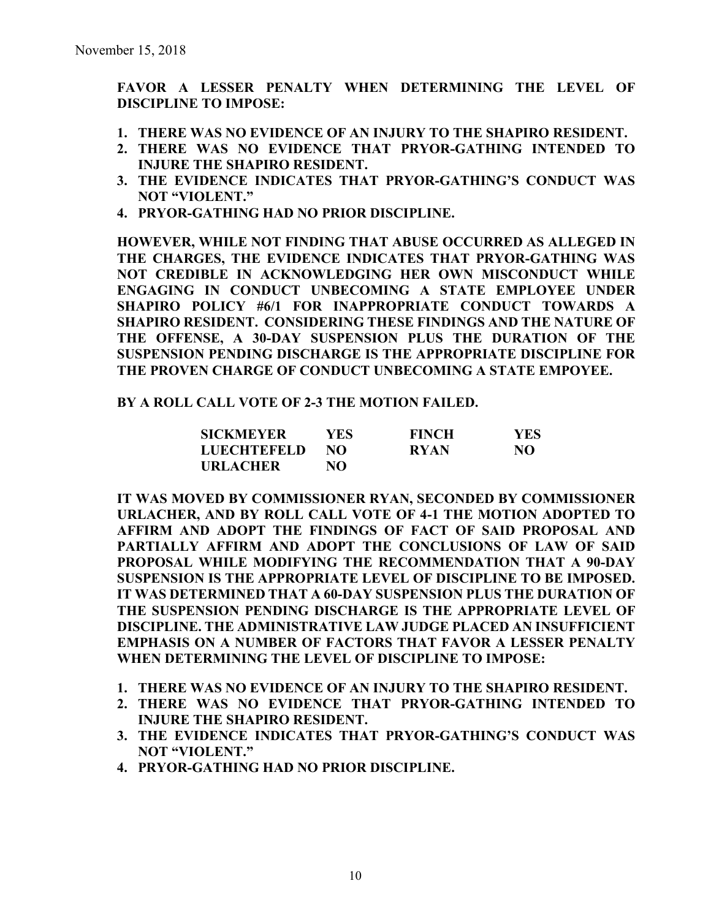**FAVOR A LESSER PENALTY WHEN DETERMINING THE LEVEL OF DISCIPLINE TO IMPOSE:**

1. **THERE WAS NO EVIDENCE OF AN INJURY TO THE SHAPIRO RESIDENT.**
2. **THERE WAS NO EVIDENCE THAT PRYOR-GATHING INTENDED TO INJURE THE SHAPIRO RESIDENT.**
3. **THE EVIDENCE INDICATES THAT PRYOR-GATHING'S CONDUCT WAS NOT "VIOLENT."**
4. **PRYOR-GATHING HAD NO PRIOR DISCIPLINE.**

**HOWEVER, WHILE NOT FINDING THAT ABUSE OCCURRED AS ALLEGED IN THE CHARGES, THE EVIDENCE INDICATES THAT PRYOR-GATHING WAS NOT CREDIBLE IN ACKNOWLEDGING HER OWN MISCONDUCT WHILE ENGAGING IN CONDUCT UNBECOMING A STATE EMPLOYEE UNDER SHAPIRO POLICY #6/1 FOR INAPPROPRIATE CONDUCT TOWARDS A SHAPIRO RESIDENT. CONSIDERING THESE FINDINGS AND THE NATURE OF THE OFFENSE, A 30-DAY SUSPENSION PLUS THE DURATION OF THE SUSPENSION PENDING DISCHARGE IS THE APPROPRIATE DISCIPLINE FOR THE PROVEN CHARGE OF CONDUCT UNBECOMING A STATE EMPOYEE.**

**BY A ROLL CALL VOTE OF 2-3 THE MOTION FAILED.**

| | | | |
|---|---|---|---|
| **SICKMEYER** | **YES** | **FINCH** | **YES** |
| **LUECHTEFELD** | **NO** | **RYAN** | **NO** |
| **URLACHER** | **NO** | | |

**IT WAS MOVED BY COMMISSIONER RYAN, SECONDED BY COMMISSIONER URLACHER, AND BY ROLL CALL VOTE OF 4-1 THE MOTION ADOPTED TO AFFIRM AND ADOPT THE FINDINGS OF FACT OF SAID PROPOSAL AND PARTIALLY AFFIRM AND ADOPT THE CONCLUSIONS OF LAW OF SAID PROPOSAL WHILE MODIFYING THE RECOMMENDATION THAT A 90-DAY SUSPENSION IS THE APPROPRIATE LEVEL OF DISCIPLINE TO BE IMPOSED. IT WAS DETERMINED THAT A 60-DAY SUSPENSION PLUS THE DURATION OF THE SUSPENSION PENDING DISCHARGE IS THE APPROPRIATE LEVEL OF DISCIPLINE. THE ADMINISTRATIVE LAW JUDGE PLACED AN INSUFFICIENT EMPHASIS ON A NUMBER OF FACTORS THAT FAVOR A LESSER PENALTY WHEN DETERMINING THE LEVEL OF DISCIPLINE TO IMPOSE:**

1. **THERE WAS NO EVIDENCE OF AN INJURY TO THE SHAPIRO RESIDENT.**
2. **THERE WAS NO EVIDENCE THAT PRYOR-GATHING INTENDED TO INJURE THE SHAPIRO RESIDENT.**
3. **THE EVIDENCE INDICATES THAT PRYOR-GATHING'S CONDUCT WAS NOT "VIOLENT."**
4. **PRYOR-GATHING HAD NO PRIOR DISCIPLINE.**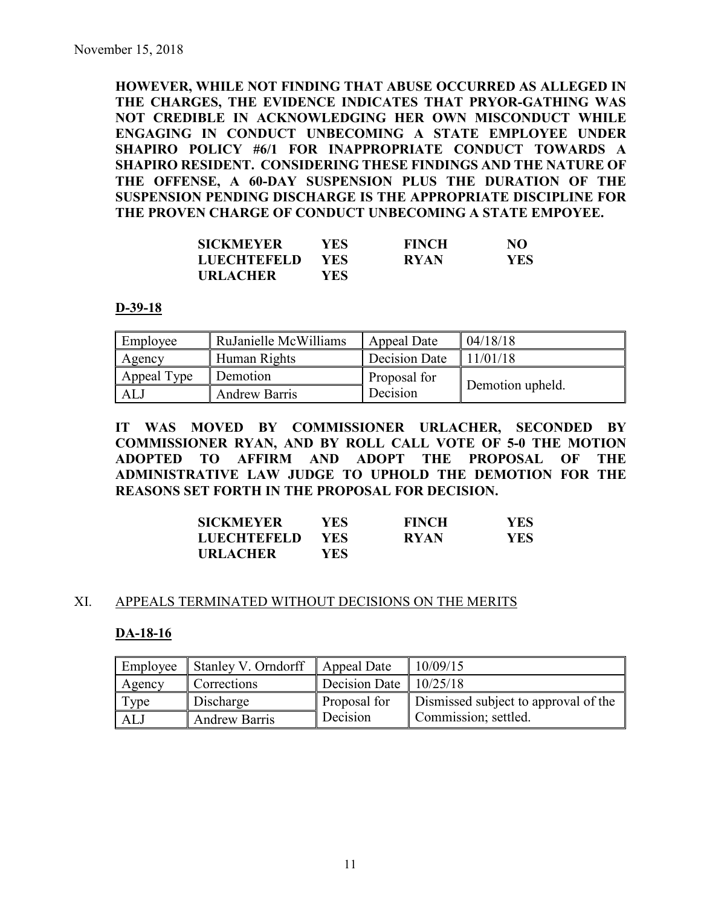November 15, 2018

**HOWEVER, WHILE NOT FINDING THAT ABUSE OCCURRED AS ALLEGED IN THE CHARGES, THE EVIDENCE INDICATES THAT PRYOR-GATHING WAS NOT CREDIBLE IN ACKNOWLEDGING HER OWN MISCONDUCT WHILE ENGAGING IN CONDUCT UNBECOMING A STATE EMPLOYEE UNDER SHAPIRO POLICY #6/1 FOR INAPPROPRIATE CONDUCT TOWARDS A SHAPIRO RESIDENT. CONSIDERING THESE FINDINGS AND THE NATURE OF THE OFFENSE, A 60-DAY SUSPENSION PLUS THE DURATION OF THE SUSPENSION PENDING DISCHARGE IS THE APPROPRIATE DISCIPLINE FOR THE PROVEN CHARGE OF CONDUCT UNBECOMING A STATE EMPOYEE.**

| | | | |
|---|---|---|---|
| **SICKMEYER** | **YES** | **FINCH** | **NO** |
| **LUECHTEFELD** | **YES** | **RYAN** | **YES** |
| **URLACHER** | **YES** | | |

**D-39-18**

| Employee | RuJanielle McWilliams | Appeal Date | 04/18/18 |
|---|---|---|---|
| Agency | Human Rights | Decision Date | 11/01/18 |
| Appeal Type | Demotion | Proposal for Decision | Demotion upheld. |
| ALJ | Andrew Barris | | |

**IT WAS MOVED BY COMMISSIONER URLACHER, SECONDED BY COMMISSIONER RYAN, AND BY ROLL CALL VOTE OF 5-0 THE MOTION ADOPTED TO AFFIRM AND ADOPT THE PROPOSAL OF THE ADMINISTRATIVE LAW JUDGE TO UPHOLD THE DEMOTION FOR THE REASONS SET FORTH IN THE PROPOSAL FOR DECISION.**

| | | | |
|---|---|---|---|
| **SICKMEYER** | **YES** | **FINCH** | **YES** |
| **LUECHTEFELD** | **YES** | **RYAN** | **YES** |
| **URLACHER** | **YES** | | |

## XI. APPEALS TERMINATED WITHOUT DECISIONS ON THE MERITS

**DA-18-16**

| Employee | Stanley V. Orndorff | Appeal Date | 10/09/15 |
|---|---|---|---|
| Agency | Corrections | Decision Date | 10/25/18 |
| Type | Discharge | Proposal for Decision | Dismissed subject to approval of the Commission; settled. |
| ALJ | Andrew Barris | | |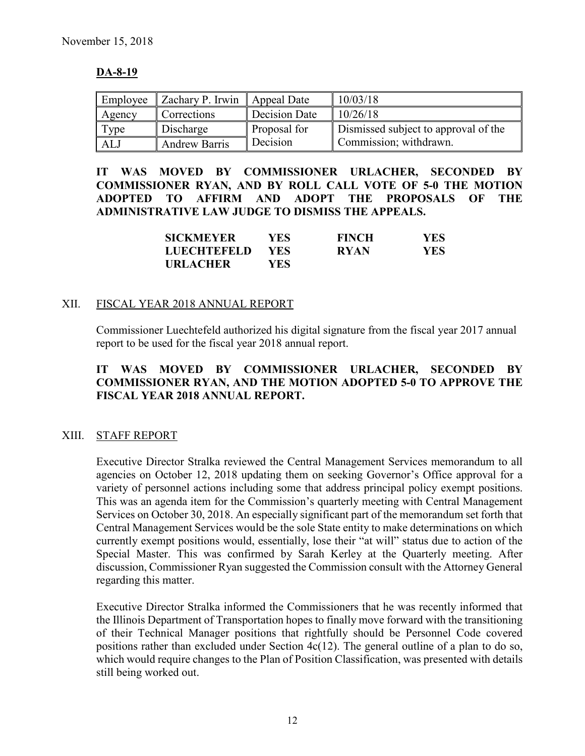November 15, 2018

**DA-8-19**

| Employee | Zachary P. Irwin | Appeal Date | 10/03/18 |
|---|---|---|---|
| Agency | Corrections | Decision Date | 10/26/18 |
| Type | Discharge | Proposal for Decision | Dismissed subject to approval of the Commission; withdrawn. |
| ALJ | Andrew Barris | | |

**IT WAS MOVED BY COMMISSIONER URLACHER, SECONDED BY COMMISSIONER RYAN, AND BY ROLL CALL VOTE OF 5-0 THE MOTION ADOPTED TO AFFIRM AND ADOPT THE PROPOSALS OF THE ADMINISTRATIVE LAW JUDGE TO DISMISS THE APPEALS.**

| | | | |
|---|---|---|---|
| **SICKMEYER** | **YES** | **FINCH** | **YES** |
| **LUECHTEFELD** | **YES** | **RYAN** | **YES** |
| **URLACHER** | **YES** | | |

## XII. FISCAL YEAR 2018 ANNUAL REPORT

Commissioner Luechtefeld authorized his digital signature from the fiscal year 2017 annual report to be used for the fiscal year 2018 annual report.

**IT WAS MOVED BY COMMISSIONER URLACHER, SECONDED BY COMMISSIONER RYAN, AND THE MOTION ADOPTED 5-0 TO APPROVE THE FISCAL YEAR 2018 ANNUAL REPORT.**

## XIII. STAFF REPORT

Executive Director Stralka reviewed the Central Management Services memorandum to all agencies on October 12, 2018 updating them on seeking Governor's Office approval for a variety of personnel actions including some that address principal policy exempt positions. This was an agenda item for the Commission's quarterly meeting with Central Management Services on October 30, 2018. An especially significant part of the memorandum set forth that Central Management Services would be the sole State entity to make determinations on which currently exempt positions would, essentially, lose their "at will" status due to action of the Special Master. This was confirmed by Sarah Kerley at the Quarterly meeting. After discussion, Commissioner Ryan suggested the Commission consult with the Attorney General regarding this matter.

Executive Director Stralka informed the Commissioners that he was recently informed that the Illinois Department of Transportation hopes to finally move forward with the transitioning of their Technical Manager positions that rightfully should be Personnel Code covered positions rather than excluded under Section 4c(12). The general outline of a plan to do so, which would require changes to the Plan of Position Classification, was presented with details still being worked out.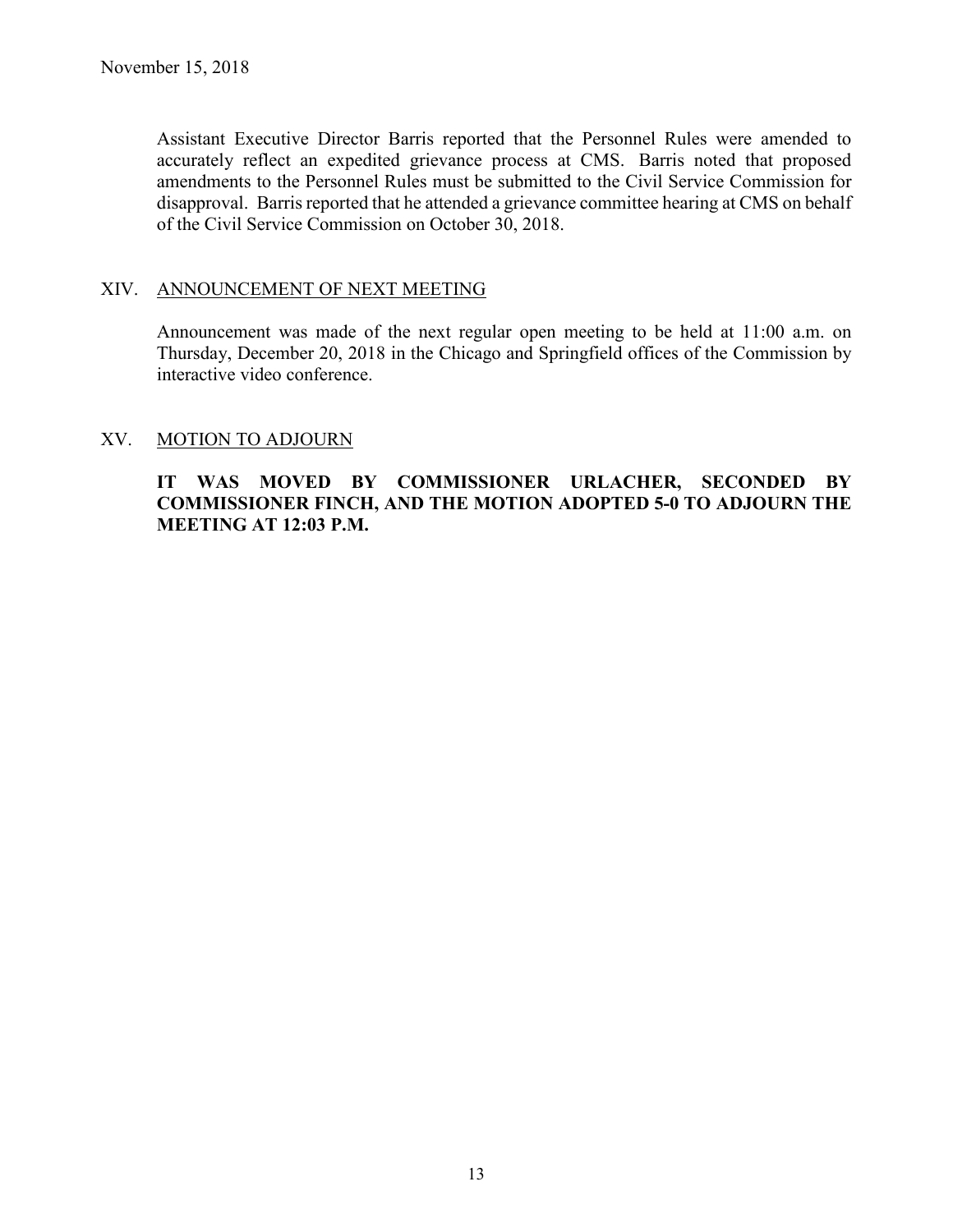Assistant Executive Director Barris reported that the Personnel Rules were amended to accurately reflect an expedited grievance process at CMS. Barris noted that proposed amendments to the Personnel Rules must be submitted to the Civil Service Commission for disapproval. Barris reported that he attended a grievance committee hearing at CMS on behalf of the Civil Service Commission on October 30, 2018.

## XIV. ANNOUNCEMENT OF NEXT MEETING

Announcement was made of the next regular open meeting to be held at 11:00 a.m. on Thursday, December 20, 2018 in the Chicago and Springfield offices of the Commission by interactive video conference.

## XV. MOTION TO ADJOURN

**IT WAS MOVED BY COMMISSIONER URLACHER, SECONDED BY COMMISSIONER FINCH, AND THE MOTION ADOPTED 5-0 TO ADJOURN THE MEETING AT 12:03 P.M.**